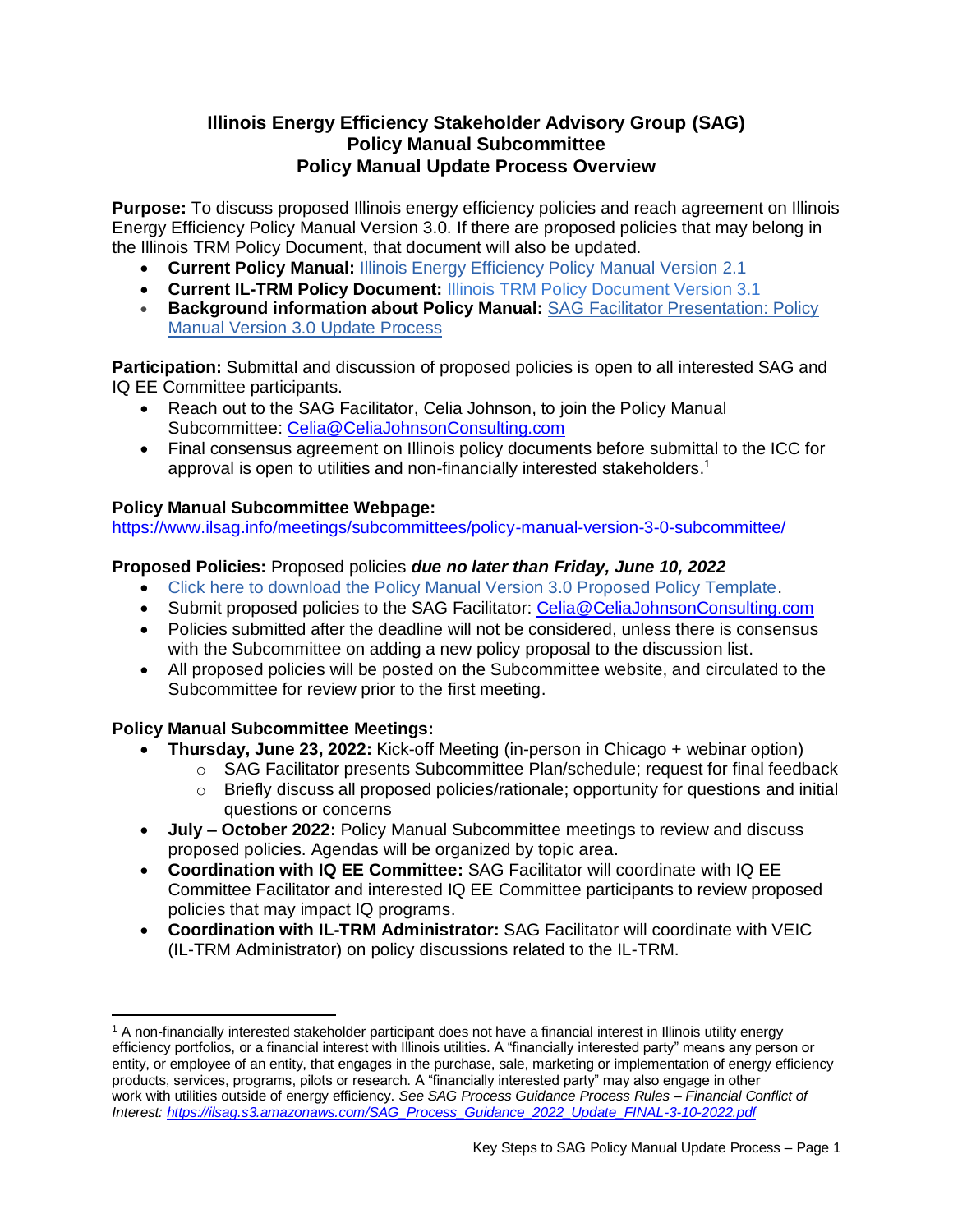# Illinois Energy Efficiency Stakeholder Advisory Group (SAG)
## Policy Manual Subcommittee
## Policy Manual Update Process Overview

**Purpose:** To discuss proposed Illinois energy efficiency policies and reach agreement on Illinois Energy Efficiency Policy Manual Version 3.0. If there are proposed policies that may belong in the Illinois TRM Policy Document, that document will also be updated.

- **Current Policy Manual:** Illinois Energy Efficiency Policy Manual Version 2.1
- **Current IL-TRM Policy Document:** Illinois TRM Policy Document Version 3.1
- **Background information about Policy Manual:** SAG Facilitator Presentation: Policy Manual Version 3.0 Update Process

**Participation:** Submittal and discussion of proposed policies is open to all interested SAG and IQ EE Committee participants.

- Reach out to the SAG Facilitator, Celia Johnson, to join the Policy Manual Subcommittee: Celia@CeliaJohnsonConsulting.com
- Final consensus agreement on Illinois policy documents before submittal to the ICC for approval is open to utilities and non-financially interested stakeholders.[1]

**Policy Manual Subcommittee Webpage:**
https://www.ilsag.info/meetings/subcommittees/policy-manual-version-3-0-subcommittee/

**Proposed Policies:** Proposed policies ***due no later than Friday, June 10, 2022***

- Click here to download the Policy Manual Version 3.0 Proposed Policy Template.
- Submit proposed policies to the SAG Facilitator: Celia@CeliaJohnsonConsulting.com
- Policies submitted after the deadline will not be considered, unless there is consensus with the Subcommittee on adding a new policy proposal to the discussion list.
- All proposed policies will be posted on the Subcommittee website, and circulated to the Subcommittee for review prior to the first meeting.

**Policy Manual Subcommittee Meetings:**

- **Thursday, June 23, 2022:** Kick-off Meeting (in-person in Chicago + webinar option)
  - SAG Facilitator presents Subcommittee Plan/schedule; request for final feedback
  - Briefly discuss all proposed policies/rationale; opportunity for questions and initial questions or concerns
- **July – October 2022:** Policy Manual Subcommittee meetings to review and discuss proposed policies. Agendas will be organized by topic area.
- **Coordination with IQ EE Committee:** SAG Facilitator will coordinate with IQ EE Committee Facilitator and interested IQ EE Committee participants to review proposed policies that may impact IQ programs.
- **Coordination with IL-TRM Administrator:** SAG Facilitator will coordinate with VEIC (IL-TRM Administrator) on policy discussions related to the IL-TRM.

---

[1] A non-financially interested stakeholder participant does not have a financial interest in Illinois utility energy efficiency portfolios, or a financial interest with Illinois utilities. A "financially interested party" means any person or entity, or employee of an entity, that engages in the purchase, sale, marketing or implementation of energy efficiency products, services, programs, pilots or research. A "financially interested party" may also engage in other work with utilities outside of energy efficiency. *See SAG Process Guidance Process Rules – Financial Conflict of Interest: https://ilsag.s3.amazonaws.com/SAG_Process_Guidance_2022_Update_FINAL-3-10-2022.pdf*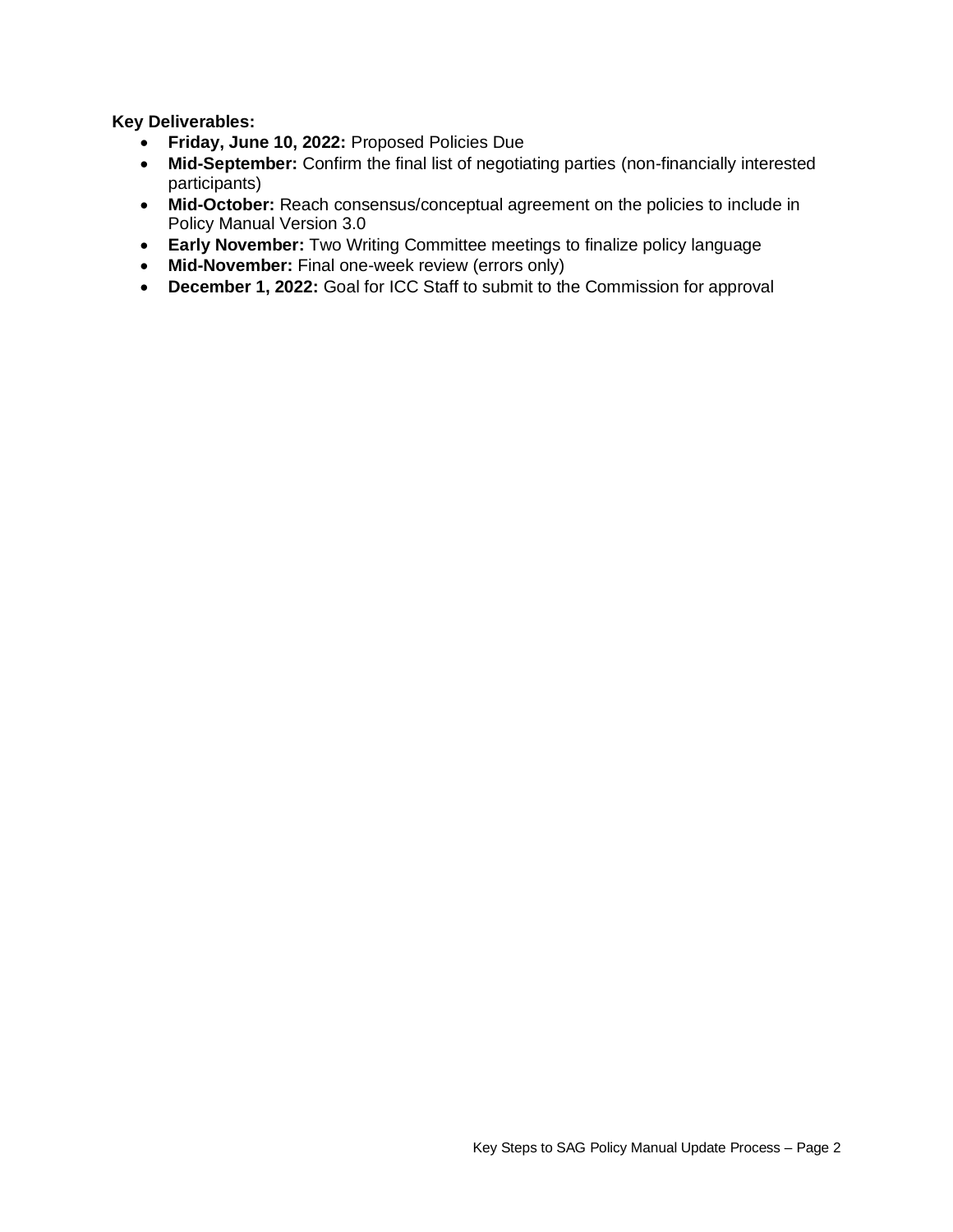**Key Deliverables:**

- **Friday, June 10, 2022:** Proposed Policies Due
- **Mid-September:** Confirm the final list of negotiating parties (non-financially interested participants)
- **Mid-October:** Reach consensus/conceptual agreement on the policies to include in Policy Manual Version 3.0
- **Early November:** Two Writing Committee meetings to finalize policy language
- **Mid-November:** Final one-week review (errors only)
- **December 1, 2022:** Goal for ICC Staff to submit to the Commission for approval